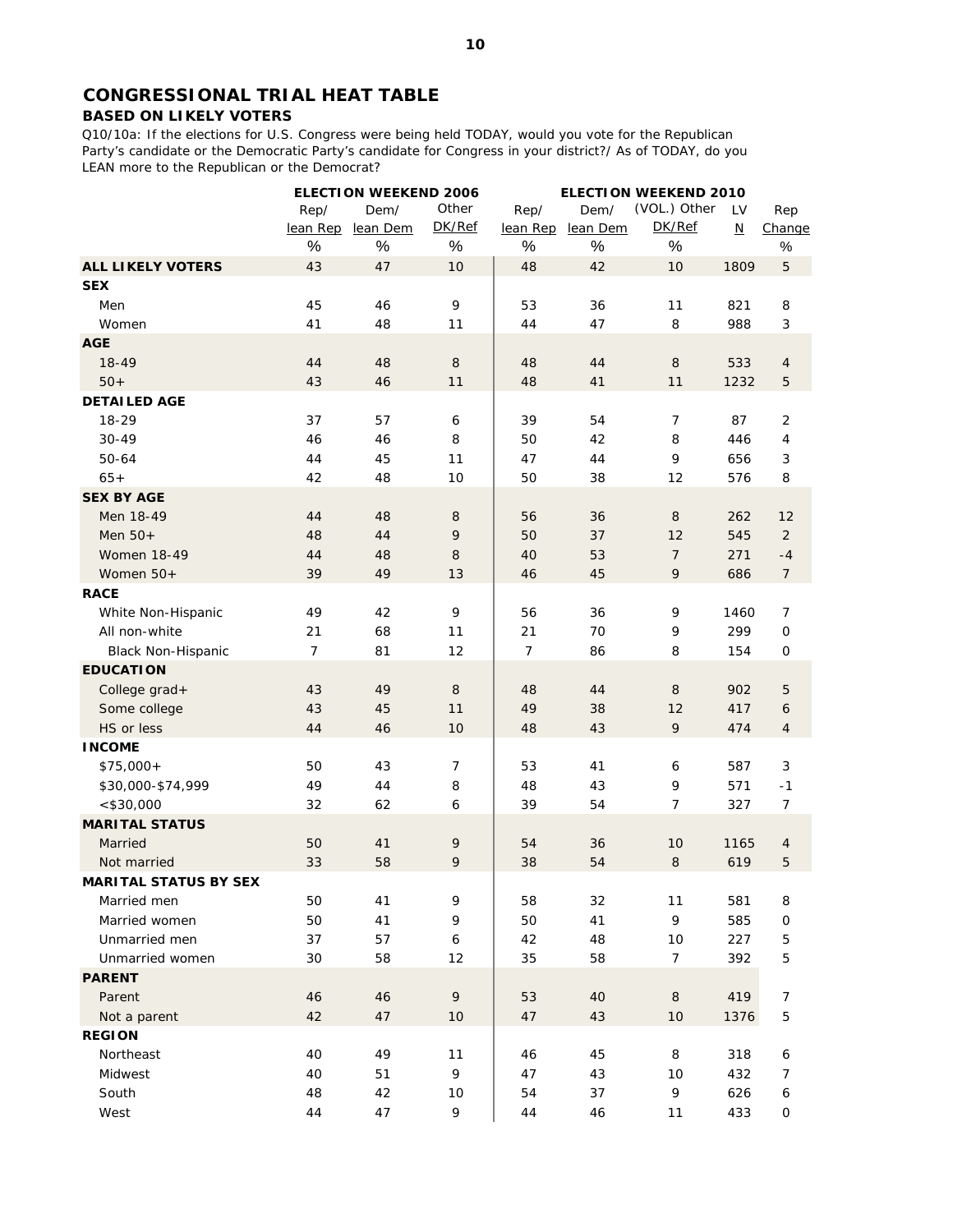# CONGRESSIONAL TRIAL HEAT TABLE

## BASED ON LIKELY VOTERS

Q10/10a: If the elections for U.S. Congress were being held TODAY, would you vote for the Republican Party's candidate or the Democratic Party's candidate for Congress in your district?/ As of TODAY, do you LEAN more to the Republican or the Democrat?

| | ELECTION WEEKEND 2006 | | | ELECTION WEEKEND 2010 | | | | |
|---|---|---|---|---|---|---|---|---|
| | Rep/ lean Rep | Dem/ lean Dem | Other DK/Ref | Rep/ lean Rep | Dem/ lean Dem | (VOL.) Other DK/Ref | LV N | Rep Change |
| | % | % | % | % | % | % | | % |
| **ALL LIKELY VOTERS** | 43 | 47 | 10 | 48 | 42 | 10 | 1809 | 5 |
| **SEX** | | | | | | | | |
| Men | 45 | 46 | 9 | 53 | 36 | 11 | 821 | 8 |
| Women | 41 | 48 | 11 | 44 | 47 | 8 | 988 | 3 |
| **AGE** | | | | | | | | |
| 18-49 | 44 | 48 | 8 | 48 | 44 | 8 | 533 | 4 |
| 50+ | 43 | 46 | 11 | 48 | 41 | 11 | 1232 | 5 |
| **DETAILED AGE** | | | | | | | | |
| 18-29 | 37 | 57 | 6 | 39 | 54 | 7 | 87 | 2 |
| 30-49 | 46 | 46 | 8 | 50 | 42 | 8 | 446 | 4 |
| 50-64 | 44 | 45 | 11 | 47 | 44 | 9 | 656 | 3 |
| 65+ | 42 | 48 | 10 | 50 | 38 | 12 | 576 | 8 |
| **SEX BY AGE** | | | | | | | | |
| Men 18-49 | 44 | 48 | 8 | 56 | 36 | 8 | 262 | 12 |
| Men 50+ | 48 | 44 | 9 | 50 | 37 | 12 | 545 | 2 |
| Women 18-49 | 44 | 48 | 8 | 40 | 53 | 7 | 271 | -4 |
| Women 50+ | 39 | 49 | 13 | 46 | 45 | 9 | 686 | 7 |
| **RACE** | | | | | | | | |
| White Non-Hispanic | 49 | 42 | 9 | 56 | 36 | 9 | 1460 | 7 |
| All non-white | 21 | 68 | 11 | 21 | 70 | 9 | 299 | 0 |
| Black Non-Hispanic | 7 | 81 | 12 | 7 | 86 | 8 | 154 | 0 |
| **EDUCATION** | | | | | | | | |
| College grad+ | 43 | 49 | 8 | 48 | 44 | 8 | 902 | 5 |
| Some college | 43 | 45 | 11 | 49 | 38 | 12 | 417 | 6 |
| HS or less | 44 | 46 | 10 | 48 | 43 | 9 | 474 | 4 |
| **INCOME** | | | | | | | | |
| $75,000+ | 50 | 43 | 7 | 53 | 41 | 6 | 587 | 3 |
| $30,000-$74,999 | 49 | 44 | 8 | 48 | 43 | 9 | 571 | -1 |
| <$30,000 | 32 | 62 | 6 | 39 | 54 | 7 | 327 | 7 |
| **MARITAL STATUS** | | | | | | | | |
| Married | 50 | 41 | 9 | 54 | 36 | 10 | 1165 | 4 |
| Not married | 33 | 58 | 9 | 38 | 54 | 8 | 619 | 5 |
| **MARITAL STATUS BY SEX** | | | | | | | | |
| Married men | 50 | 41 | 9 | 58 | 32 | 11 | 581 | 8 |
| Married women | 50 | 41 | 9 | 50 | 41 | 9 | 585 | 0 |
| Unmarried men | 37 | 57 | 6 | 42 | 48 | 10 | 227 | 5 |
| Unmarried women | 30 | 58 | 12 | 35 | 58 | 7 | 392 | 5 |
| **PARENT** | | | | | | | | |
| Parent | 46 | 46 | 9 | 53 | 40 | 8 | 419 | 7 |
| Not a parent | 42 | 47 | 10 | 47 | 43 | 10 | 1376 | 5 |
| **REGION** | | | | | | | | |
| Northeast | 40 | 49 | 11 | 46 | 45 | 8 | 318 | 6 |
| Midwest | 40 | 51 | 9 | 47 | 43 | 10 | 432 | 7 |
| South | 48 | 42 | 10 | 54 | 37 | 9 | 626 | 6 |
| West | 44 | 47 | 9 | 44 | 46 | 11 | 433 | 0 |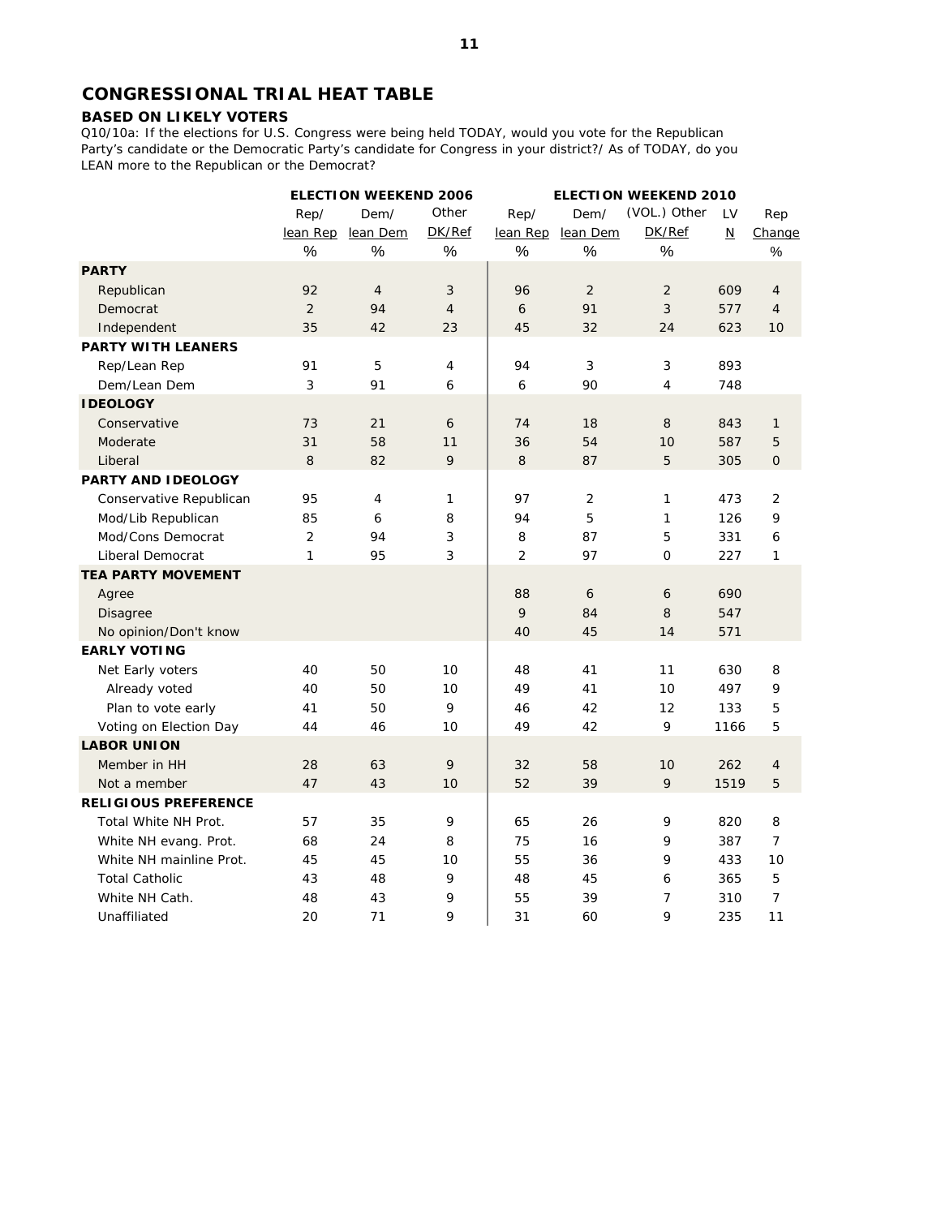## CONGRESSIONAL TRIAL HEAT TABLE

### BASED ON LIKELY VOTERS

Q10/10a: If the elections for U.S. Congress were being held TODAY, would you vote for the Republican Party's candidate or the Democratic Party's candidate for Congress in your district?/ As of TODAY, do you LEAN more to the Republican or the Democrat?

| | ELECTION WEEKEND 2006 | | | ELECTION WEEKEND 2010 | | | | |
|---|---|---|---|---|---|---|---|---|
| | Rep/ lean Rep | Dem/ lean Dem | Other DK/Ref | Rep/ lean Rep | Dem/ lean Dem | (VOL.) Other DK/Ref | LV N | Rep Change |
| | % | % | % | % | % | % | | % |
| **PARTY** | | | | | | | | |
| Republican | 92 | 4 | 3 | 96 | 2 | 2 | 609 | 4 |
| Democrat | 2 | 94 | 4 | 6 | 91 | 3 | 577 | 4 |
| Independent | 35 | 42 | 23 | 45 | 32 | 24 | 623 | 10 |
| **PARTY WITH LEANERS** | | | | | | | | |
| Rep/Lean Rep | 91 | 5 | 4 | 94 | 3 | 3 | 893 | |
| Dem/Lean Dem | 3 | 91 | 6 | 6 | 90 | 4 | 748 | |
| **IDEOLOGY** | | | | | | | | |
| Conservative | 73 | 21 | 6 | 74 | 18 | 8 | 843 | 1 |
| Moderate | 31 | 58 | 11 | 36 | 54 | 10 | 587 | 5 |
| Liberal | 8 | 82 | 9 | 8 | 87 | 5 | 305 | 0 |
| **PARTY AND IDEOLOGY** | | | | | | | | |
| Conservative Republican | 95 | 4 | 1 | 97 | 2 | 1 | 473 | 2 |
| Mod/Lib Republican | 85 | 6 | 8 | 94 | 5 | 1 | 126 | 9 |
| Mod/Cons Democrat | 2 | 94 | 3 | 8 | 87 | 5 | 331 | 6 |
| Liberal Democrat | 1 | 95 | 3 | 2 | 97 | 0 | 227 | 1 |
| **TEA PARTY MOVEMENT** | | | | | | | | |
| Agree | | | | 88 | 6 | 6 | 690 | |
| Disagree | | | | 9 | 84 | 8 | 547 | |
| No opinion/Don't know | | | | 40 | 45 | 14 | 571 | |
| **EARLY VOTING** | | | | | | | | |
| Net Early voters | 40 | 50 | 10 | 48 | 41 | 11 | 630 | 8 |
| Already voted | 40 | 50 | 10 | 49 | 41 | 10 | 497 | 9 |
| Plan to vote early | 41 | 50 | 9 | 46 | 42 | 12 | 133 | 5 |
| Voting on Election Day | 44 | 46 | 10 | 49 | 42 | 9 | 1166 | 5 |
| **LABOR UNION** | | | | | | | | |
| Member in HH | 28 | 63 | 9 | 32 | 58 | 10 | 262 | 4 |
| Not a member | 47 | 43 | 10 | 52 | 39 | 9 | 1519 | 5 |
| **RELIGIOUS PREFERENCE** | | | | | | | | |
| Total White NH Prot. | 57 | 35 | 9 | 65 | 26 | 9 | 820 | 8 |
| White NH evang. Prot. | 68 | 24 | 8 | 75 | 16 | 9 | 387 | 7 |
| White NH mainline Prot. | 45 | 45 | 10 | 55 | 36 | 9 | 433 | 10 |
| Total Catholic | 43 | 48 | 9 | 48 | 45 | 6 | 365 | 5 |
| White NH Cath. | 48 | 43 | 9 | 55 | 39 | 7 | 310 | 7 |
| Unaffiliated | 20 | 71 | 9 | 31 | 60 | 9 | 235 | 11 |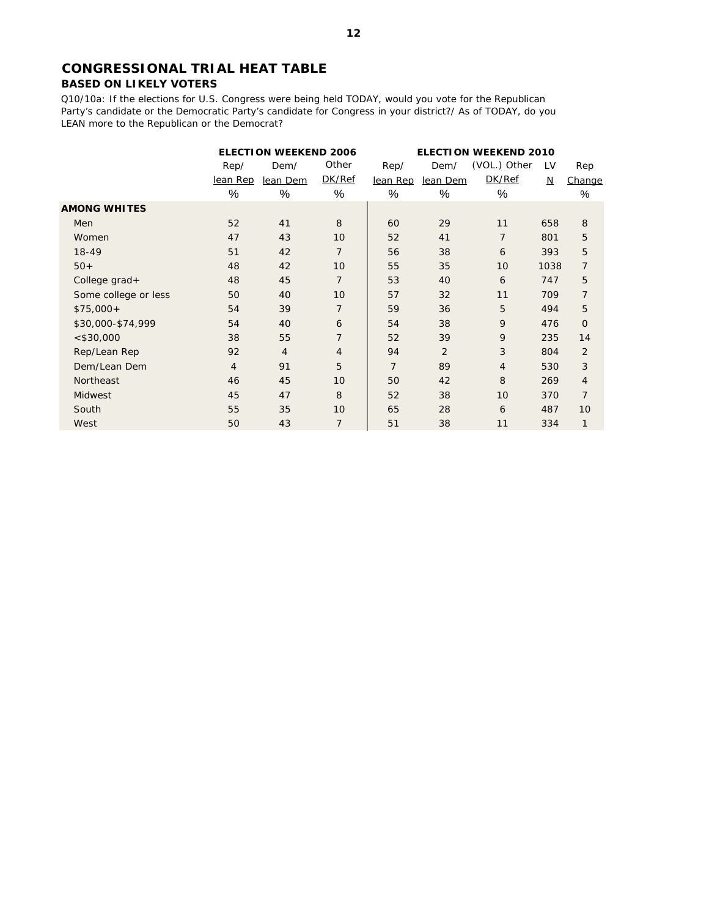## CONGRESSIONAL TRIAL HEAT TABLE

### BASED ON LIKELY VOTERS

Q10/10a: If the elections for U.S. Congress were being held TODAY, would you vote for the Republican Party's candidate or the Democratic Party's candidate for Congress in your district?/ As of TODAY, do you LEAN more to the Republican or the Democrat?

| | ELECTION WEEKEND 2006 | | | ELECTION WEEKEND 2010 | | | | |
|---|---|---|---|---|---|---|---|---|
| | Rep/ lean Rep | Dem/ lean Dem | Other DK/Ref | Rep/ lean Rep | Dem/ lean Dem | (VOL.) Other DK/Ref | LV N | Rep Change |
| | % | % | % | % | % | % | | % |
| **AMONG WHITES** | | | | | | | | |
| Men | 52 | 41 | 8 | 60 | 29 | 11 | 658 | 8 |
| Women | 47 | 43 | 10 | 52 | 41 | 7 | 801 | 5 |
| 18-49 | 51 | 42 | 7 | 56 | 38 | 6 | 393 | 5 |
| 50+ | 48 | 42 | 10 | 55 | 35 | 10 | 1038 | 7 |
| College grad+ | 48 | 45 | 7 | 53 | 40 | 6 | 747 | 5 |
| Some college or less | 50 | 40 | 10 | 57 | 32 | 11 | 709 | 7 |
| $75,000+ | 54 | 39 | 7 | 59 | 36 | 5 | 494 | 5 |
| $30,000-$74,999 | 54 | 40 | 6 | 54 | 38 | 9 | 476 | 0 |
| <$30,000 | 38 | 55 | 7 | 52 | 39 | 9 | 235 | 14 |
| Rep/Lean Rep | 92 | 4 | 4 | 94 | 2 | 3 | 804 | 2 |
| Dem/Lean Dem | 4 | 91 | 5 | 7 | 89 | 4 | 530 | 3 |
| Northeast | 46 | 45 | 10 | 50 | 42 | 8 | 269 | 4 |
| Midwest | 45 | 47 | 8 | 52 | 38 | 10 | 370 | 7 |
| South | 55 | 35 | 10 | 65 | 28 | 6 | 487 | 10 |
| West | 50 | 43 | 7 | 51 | 38 | 11 | 334 | 1 |